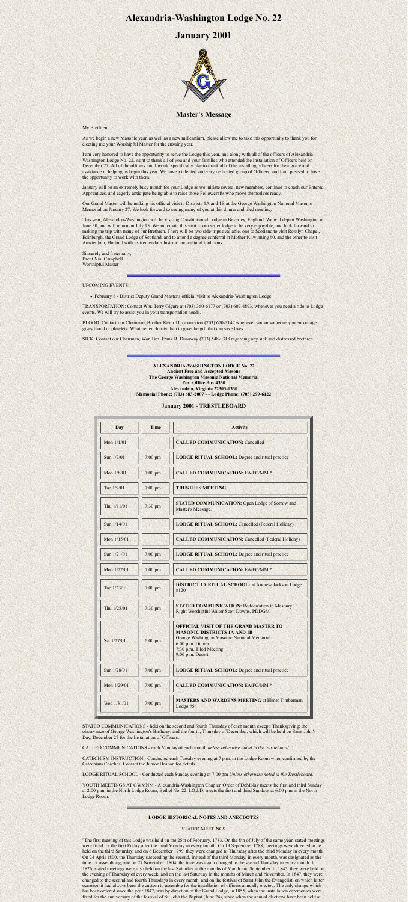# Alexandria-Washington Lodge No. 22

## January 2001

### Master's Message

My Brethren:

As we begin a new Masonic year, as well as a new millennium, please allow me to take this opportunity to thank you for electing me your Worshipful Master for the ensuing year.

I am very honored to have the opportunity to serve the Lodge this year, and along with all of the officers of Alexandria-Washington Lodge No. 22, want to thank all of you and your families who attended the Installation of Officers held on December 27. All of the officers and I would specifically like to thank all of the installing officers for their grace and assistance in helping us begin this year. We have a talented and very dedicated group of Officers, and I am pleased to have the opportunity to work with them.

January will be an extremely busy month for your Lodge as we initiate several new members, continue to coach our Entered Apprentices, and eagerly anticipate being able to raise those Fellowcrafts who prove themselves ready.

Our Grand Master will be making his official visit to Districts 1A and 1B at the George Washington National Masonic Memorial on January 27. We look forward to seeing many of you at this dinner and tiled meeting.

This year, Alexandria-Washington will be visiting Constitutional Lodge in Beverley, England. We will depart Washington on June 30, and will return on July 15. We anticipate this visit to our sister lodge to be very enjoyable, and look forward to making the trip with many of our Brethren. There will be two side-trips available, one to Scotland to visit Rosslyn Chapel, Edinburgh, the Grand Lodge of Scotland, and to attend a degree conferral at Mother Kilwinning #0, and the other to visit Amsterdam, Holland with its tremendous historic and cultural traditions.

Sincerely and fraternally,
Brent Nial Campbell
Worshipful Master

UPCOMING EVENTS:

- February 8 - District Deputy Grand Master's official visit to Alexandria-Washington Lodge

TRANSPORTATION: Contact Wor. Terry Gigure at (703) 360-6177 or (703) 607-4893, whenever you need a ride to Lodge events. We will try to assist you in your transportation needs.

BLOOD: Contact our Chairman, Brother Keith Throckmorton (703) 670-3147 whenever you or someone you encourage gives blood or platelets. What better charity than to give the gift that can save lives.

SICK: Contact our Chairman, Wor. Bro. Frank R. Dunaway (703) 548-0318 regarding any sick and distressed brethren.

**ALEXANDRIA-WASHINGTON LODGE No. 22**
**Ancient Free and Accepted Masons**
**The George Washington Masonic National Memorial**
**Post Office Box 4330**
**Alexandria, Virginia 22303-0330**
**Memorial Phone: (703) 683-2007 - - Lodge Phone: (703) 299-6122**

### January 2001 - TRESTLEBOARD

| Day | Time | Activity |
|---|---|---|
| Mon 1/1/01 | | **CALLED COMMUNICATION:** Cancelled |
| Sun 1/7/01 | 7:00 pm | **LODGE RITUAL SCHOOL:** Degree and ritual practice |
| Mon 1/8/01 | 7:00 pm | **CALLED COMMUNICATION:** EA/FC/MM * |
| Tue 1/9/01 | 7:00 pm | **TRUSTEES MEETING** |
| Thu 1/11/01 | 7:30 pm | **STATED COMMUNICATION:** Open Lodge of Sorrow and Master's Message. |
| Sun 1/14/01 | | **LODGE RITUAL SCHOOL:** Cancelled (Federal Holiday) |
| Mon 1/15/01 | | **CALLED COMMUNICATION:** Cancelled (Federal Holiday) |
| Sun 1/21/01 | 7:00 pm | **LODGE RITUAL SCHOOL:** Degree and ritual practice |
| Mon 1/22/01 | 7:00 pm | **CALLED COMMUNICATION:** EA/FC/MM * |
| Tue 1/23/01 | 7:00 pm | **DISTRICT 1A RITUAL SCHOOL:** at Andrew Jackson Lodge #120 |
| Thu 1/25/01 | 7:30 pm | **STATED COMMUNICATION:** Rededication to Masonry Right Worshipful Walter Scott Downs, PDDGM |
| Sat 1/27/01 | 6:00 pm | **OFFICIAL VISIT OF THE GRAND MASTER TO MASONIC DISTRICTS 1A AND 1B** George Washington Masonic National Memorial 6:00 p.m. Dinner 7:30 p.m. Tiled Meeting 9:00 p.m. Desert |
| Sun 1/28/01 | 7:00 pm | **LODGE RITUAL SCHOOL:** Degree and ritual practice |
| Mon 1/29/01 | 7:00 pm | **CALLED COMMUNICATION:** EA/FC/MM * |
| Wed 1/31/01 | 7:00 pm | **MASTERS AND WARDENS MEETING** at Elmer Timberman Lodge #54 |

STATED COMMUNICATIONS - held on the second and fourth Thursday of each month except: Thanksgiving; the observance of George Washington's Birthday; and the fourth, Thursday of December, which will be held on Saint John's Day, December 27 for the Installation of Officers.

CALLED COMMUNICATIONS - each Monday of each month *unless otherwise noted in the trestleboard.*

CATECHISM INSTRUCTION - Conducted each Tuesday evening at 7 p.m. in the Lodge Room when confirmed by the Catechism Coaches. Contact the Junior Deacon for details.

LODGE RITUAL SCHOOL - Conducted each Sunday evening at 7:00 pm *Unless otherwise noted in the Trestleboard.*

YOUTH MEETINGS AT GWMNM - Alexandria-Washington Chapter, Order of DeMolay meets the first and third Sunday at 2:00 p.m. in the North Lodge Room; Bethel No. 22. I.O.J.D. meets the first and third Sundays at 6:00 p.m in the North Lodge Room.

**LODGE HISTORICAL NOTES AND ANECDOTES**

STATED MEETINGS

"The first meeting of this Lodge was held on the 25th of February, 1783. On the 8th of July of the same year, stated meetings were fixed for the first Friday after the third Monday in every month. On 19 September 1788, meetings were directed to be held on the third Saturday, and on 6 December 1799, they were changed to Thursday after the third Monday in every month. On 24 April 1800, the Thursday succeeding the second, instead of the third Monday, in every month, was designated as the time for assembling; and on 27 November, 1804, the time was again changed to the second Thursday in every month. In 1826, stated meetings were also held on the last Saturday in the months of March and September. In 1845, they were held on the evening of Thursday of every week, and on the last Saturday in the months of March and November. In 1847, they were changed to the second and fourth Thursdays in every month, and on the festival of Saint John the Evangelist, on which latter occasion it had always been the custom to assemble for the installation of officers annually elected. The only change which has been ordered since the year 1847, was by direction of the Grand Lodge, in 1855, when the installation ceremonies were fixed for the anniversary of the festival of St. John the Baptist (June 24), since when the annual elections have been held at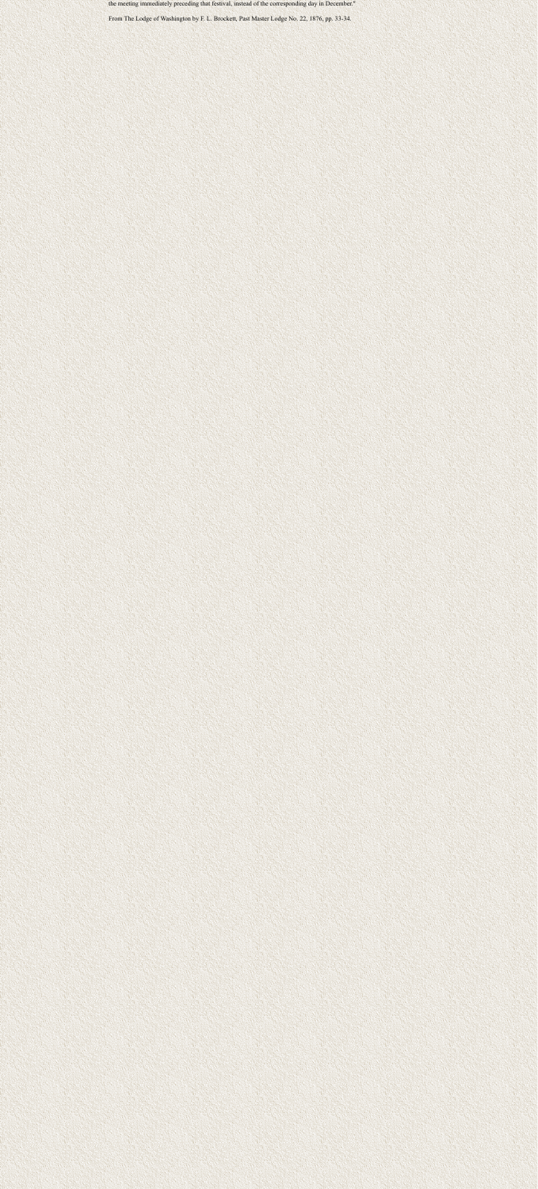the meeting immediately preceding that festival, instead of the corresponding day in December."

From The Lodge of Washington by F. L. Brockett, Past Master Lodge No. 22, 1876, pp. 33-34.